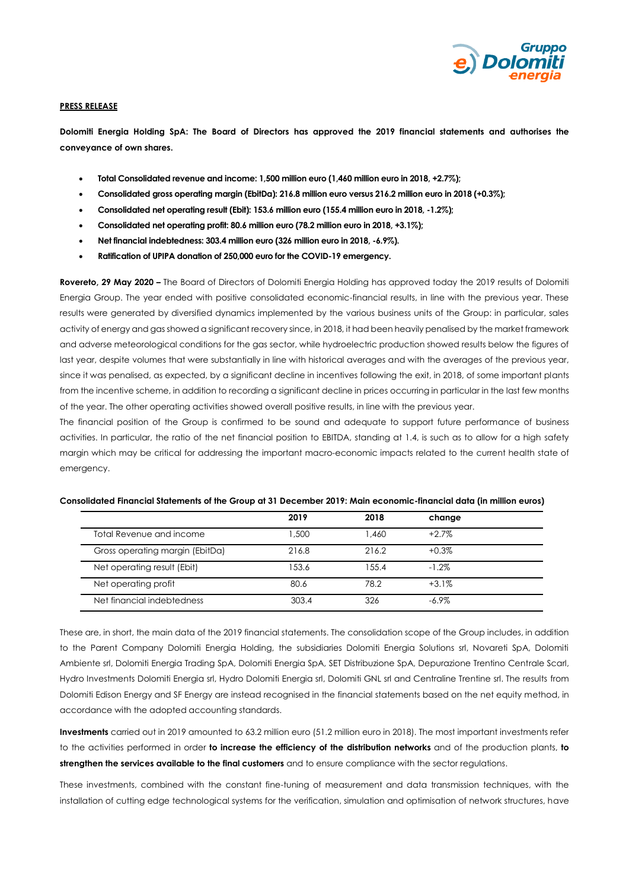**PRESS RELEASE**

**Dolomiti Energia Holding SpA: The Board of Directors has approved the 2019 financial statements and authorises the conveyance of own shares.**

- **Total Consolidated revenue and income: 1,500 million euro (1,460 million euro in 2018, +2.7%);**
- **Consolidated gross operating margin (EbitDa): 216.8 million euro versus 216.2 million euro in 2018 (+0.3%);**
- **Consolidated net operating result (Ebit): 153.6 million euro (155.4 million euro in 2018, -1.2%);**
- **Consolidated net operating profit: 80.6 million euro (78.2 million euro in 2018, +3.1%);**
- **Net financial indebtedness: 303.4 million euro (326 million euro in 2018, -6.9%).**
- **Ratification of UPIPA donation of 250,000 euro for the COVID-19 emergency.**

**Rovereto, 29 May 2020 –** The Board of Directors of Dolomiti Energia Holding has approved today the 2019 results of Dolomiti Energia Group. The year ended with positive consolidated economic-financial results, in line with the previous year. These results were generated by diversified dynamics implemented by the various business units of the Group: in particular, sales activity of energy and gas showed a significant recovery since, in 2018, it had been heavily penalised by the market framework and adverse meteorological conditions for the gas sector, while hydroelectric production showed results below the figures of last year, despite volumes that were substantially in line with historical averages and with the averages of the previous year, since it was penalised, as expected, by a significant decline in incentives following the exit, in 2018, of some important plants from the incentive scheme, in addition to recording a significant decline in prices occurring in particular in the last few months of the year. The other operating activities showed overall positive results, in line with the previous year.

The financial position of the Group is confirmed to be sound and adequate to support future performance of business activities. In particular, the ratio of the net financial position to EBITDA, standing at 1.4, is such as to allow for a high safety margin which may be critical for addressing the important macro-economic impacts related to the current health state of emergency.

**Consolidated Financial Statements of the Group at 31 December 2019: Main economic-financial data (in million euros)**

| | 2019 | 2018 | change |
|---|---|---|---|
| Total Revenue and income | 1,500 | 1,460 | +2.7% |
| Gross operating margin (EbitDa) | 216.8 | 216.2 | +0.3% |
| Net operating result (Ebit) | 153.6 | 155.4 | -1.2% |
| Net operating profit | 80.6 | 78.2 | +3.1% |
| Net financial indebtedness | 303.4 | 326 | -6.9% |

These are, in short, the main data of the 2019 financial statements. The consolidation scope of the Group includes, in addition to the Parent Company Dolomiti Energia Holding, the subsidiaries Dolomiti Energia Solutions srl, Novareti SpA, Dolomiti Ambiente srl, Dolomiti Energia Trading SpA, Dolomiti Energia SpA, SET Distribuzione SpA, Depurazione Trentino Centrale Scarl, Hydro Investments Dolomiti Energia srl, Hydro Dolomiti Energia srl, Dolomiti GNL srl and Centraline Trentine srl. The results from Dolomiti Edison Energy and SF Energy are instead recognised in the financial statements based on the net equity method, in accordance with the adopted accounting standards.

**Investments** carried out in 2019 amounted to 63.2 million euro (51.2 million euro in 2018). The most important investments refer to the activities performed in order **to increase the efficiency of the distribution networks** and of the production plants, **to strengthen the services available to the final customers** and to ensure compliance with the sector regulations.

These investments, combined with the constant fine-tuning of measurement and data transmission techniques, with the installation of cutting edge technological systems for the verification, simulation and optimisation of network structures, have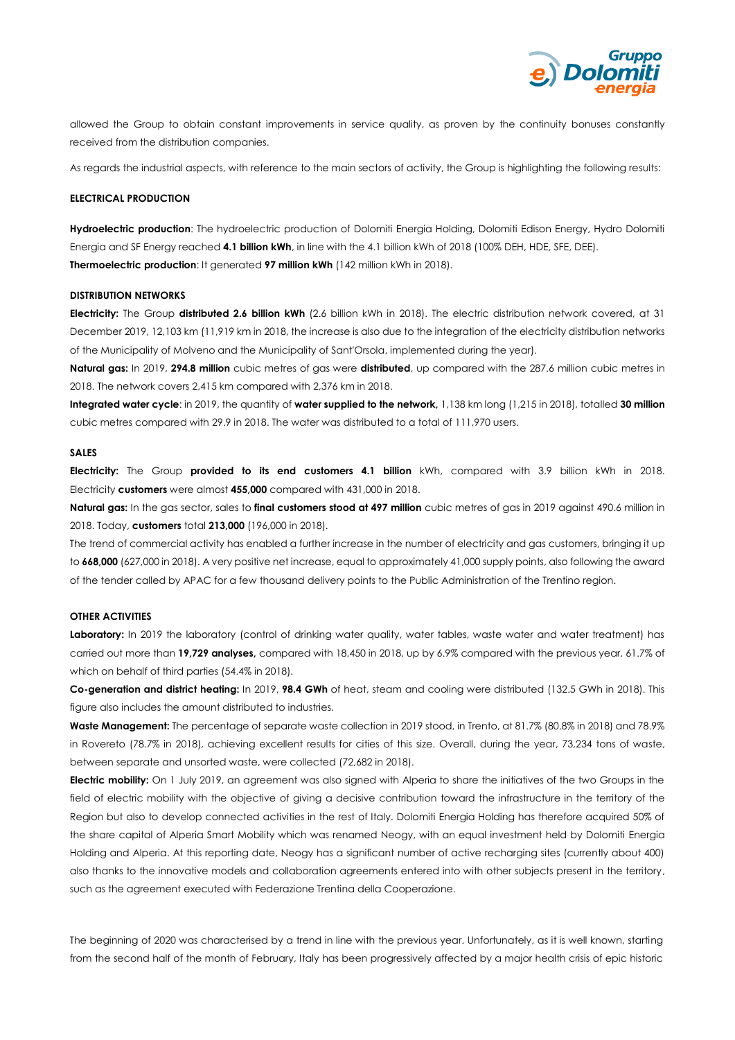allowed the Group to obtain constant improvements in service quality, as proven by the continuity bonuses constantly received from the distribution companies.

As regards the industrial aspects, with reference to the main sectors of activity, the Group is highlighting the following results:

**ELECTRICAL PRODUCTION**

**Hydroelectric production**: The hydroelectric production of Dolomiti Energia Holding, Dolomiti Edison Energy, Hydro Dolomiti Energia and SF Energy reached **4.1 billion kWh**, in line with the 4.1 billion kWh of 2018 (100% DEH, HDE, SFE, DEE).
**Thermoelectric production**: It generated **97 million kWh** (142 million kWh in 2018).

**DISTRIBUTION NETWORKS**

**Electricity:** The Group **distributed 2.6 billion kWh** (2.6 billion kWh in 2018). The electric distribution network covered, at 31 December 2019, 12,103 km (11,919 km in 2018, the increase is also due to the integration of the electricity distribution networks of the Municipality of Molveno and the Municipality of Sant'Orsola, implemented during the year).

**Natural gas:** In 2019, **294.8 million** cubic metres of gas were **distributed**, up compared with the 287.6 million cubic metres in 2018. The network covers 2,415 km compared with 2,376 km in 2018.

**Integrated water cycle**: in 2019, the quantity of **water supplied to the network,** 1,138 km long (1,215 in 2018), totalled **30 million** cubic metres compared with 29.9 in 2018. The water was distributed to a total of 111,970 users.

**SALES**

**Electricity:** The Group **provided to its end customers 4.1 billion** kWh, compared with 3.9 billion kWh in 2018. Electricity **customers** were almost **455,000** compared with 431,000 in 2018.

**Natural gas:** In the gas sector, sales to **final customers stood at 497 million** cubic metres of gas in 2019 against 490.6 million in 2018. Today, **customers** total **213,000** (196,000 in 2018).

The trend of commercial activity has enabled a further increase in the number of electricity and gas customers, bringing it up to **668,000** (627,000 in 2018). A very positive net increase, equal to approximately 41,000 supply points, also following the award of the tender called by APAC for a few thousand delivery points to the Public Administration of the Trentino region.

**OTHER ACTIVITIES**

**Laboratory:** In 2019 the laboratory (control of drinking water quality, water tables, waste water and water treatment) has carried out more than **19,729 analyses,** compared with 18,450 in 2018, up by 6.9% compared with the previous year, 61.7% of which on behalf of third parties (54.4% in 2018).

**Co-generation and district heating:** In 2019, **98.4 GWh** of heat, steam and cooling were distributed (132.5 GWh in 2018). This figure also includes the amount distributed to industries.

**Waste Management:** The percentage of separate waste collection in 2019 stood, in Trento, at 81.7% (80.8% in 2018) and 78.9% in Rovereto (78.7% in 2018), achieving excellent results for cities of this size. Overall, during the year, 73,234 tons of waste, between separate and unsorted waste, were collected (72,682 in 2018).

**Electric mobility:** On 1 July 2019, an agreement was also signed with Alperia to share the initiatives of the two Groups in the field of electric mobility with the objective of giving a decisive contribution toward the infrastructure in the territory of the Region but also to develop connected activities in the rest of Italy. Dolomiti Energia Holding has therefore acquired 50% of the share capital of Alperia Smart Mobility which was renamed Neogy, with an equal investment held by Dolomiti Energia Holding and Alperia. At this reporting date, Neogy has a significant number of active recharging sites (currently about 400) also thanks to the innovative models and collaboration agreements entered into with other subjects present in the territory, such as the agreement executed with Federazione Trentina della Cooperazione.

The beginning of 2020 was characterised by a trend in line with the previous year. Unfortunately, as it is well known, starting from the second half of the month of February, Italy has been progressively affected by a major health crisis of epic historic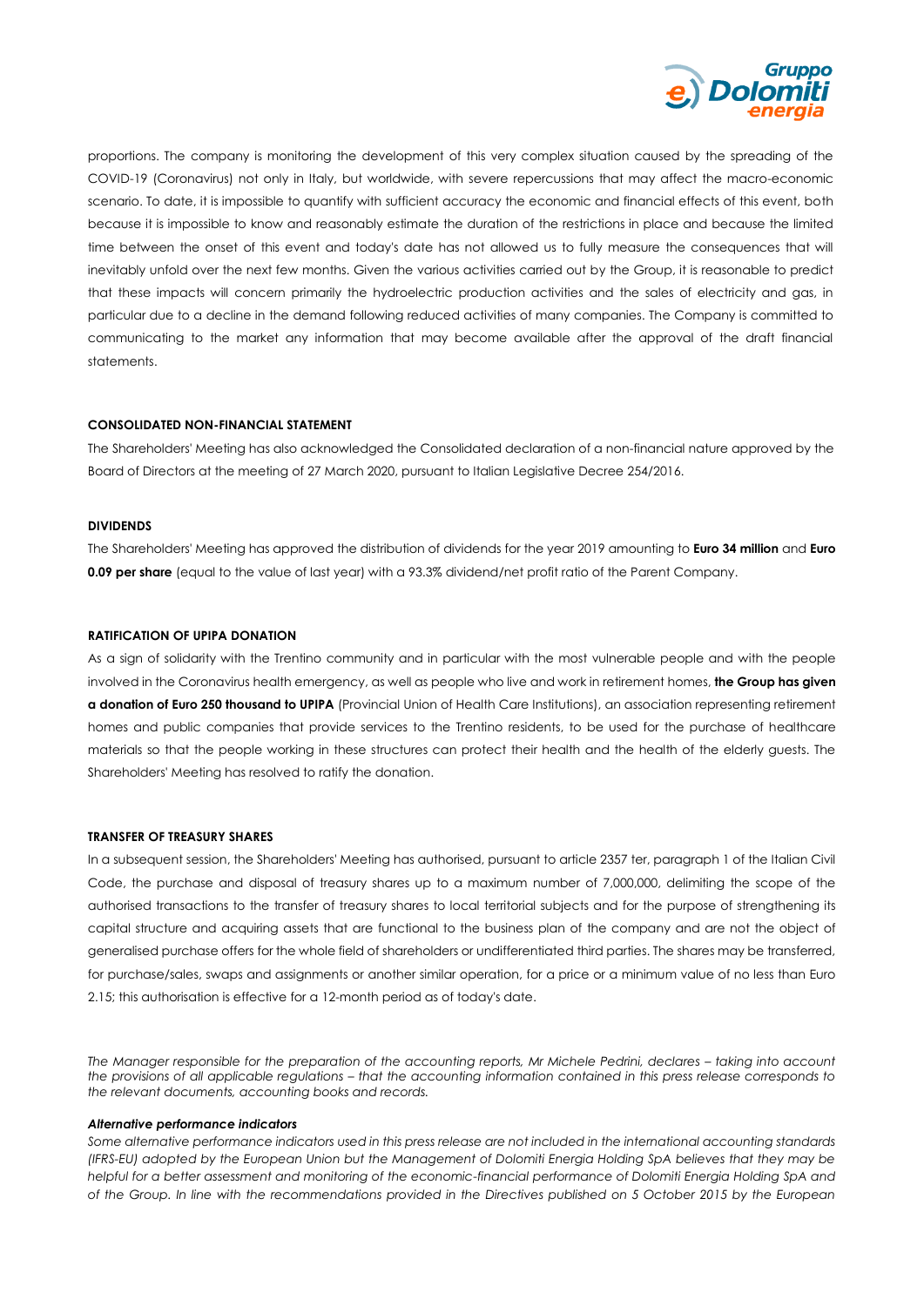proportions. The company is monitoring the development of this very complex situation caused by the spreading of the COVID-19 (Coronavirus) not only in Italy, but worldwide, with severe repercussions that may affect the macro-economic scenario. To date, it is impossible to quantify with sufficient accuracy the economic and financial effects of this event, both because it is impossible to know and reasonably estimate the duration of the restrictions in place and because the limited time between the onset of this event and today's date has not allowed us to fully measure the consequences that will inevitably unfold over the next few months. Given the various activities carried out by the Group, it is reasonable to predict that these impacts will concern primarily the hydroelectric production activities and the sales of electricity and gas, in particular due to a decline in the demand following reduced activities of many companies. The Company is committed to communicating to the market any information that may become available after the approval of the draft financial statements.

**CONSOLIDATED NON-FINANCIAL STATEMENT**

The Shareholders' Meeting has also acknowledged the Consolidated declaration of a non-financial nature approved by the Board of Directors at the meeting of 27 March 2020, pursuant to Italian Legislative Decree 254/2016.

**DIVIDENDS**

The Shareholders' Meeting has approved the distribution of dividends for the year 2019 amounting to **Euro 34 million** and **Euro 0.09 per share** (equal to the value of last year) with a 93.3% dividend/net profit ratio of the Parent Company.

**RATIFICATION OF UPIPA DONATION**

As a sign of solidarity with the Trentino community and in particular with the most vulnerable people and with the people involved in the Coronavirus health emergency, as well as people who live and work in retirement homes, **the Group has given a donation of Euro 250 thousand to UPIPA** (Provincial Union of Health Care Institutions), an association representing retirement homes and public companies that provide services to the Trentino residents, to be used for the purchase of healthcare materials so that the people working in these structures can protect their health and the health of the elderly guests. The Shareholders' Meeting has resolved to ratify the donation.

**TRANSFER OF TREASURY SHARES**

In a subsequent session, the Shareholders' Meeting has authorised, pursuant to article 2357 ter, paragraph 1 of the Italian Civil Code, the purchase and disposal of treasury shares up to a maximum number of 7,000,000, delimiting the scope of the authorised transactions to the transfer of treasury shares to local territorial subjects and for the purpose of strengthening its capital structure and acquiring assets that are functional to the business plan of the company and are not the object of generalised purchase offers for the whole field of shareholders or undifferentiated third parties. The shares may be transferred, for purchase/sales, swaps and assignments or another similar operation, for a price or a minimum value of no less than Euro 2.15; this authorisation is effective for a 12-month period as of today's date.

*The Manager responsible for the preparation of the accounting reports, Mr Michele Pedrini, declares – taking into account the provisions of all applicable regulations – that the accounting information contained in this press release corresponds to the relevant documents, accounting books and records.*

***Alternative performance indicators***

*Some alternative performance indicators used in this press release are not included in the international accounting standards (IFRS-EU) adopted by the European Union but the Management of Dolomiti Energia Holding SpA believes that they may be helpful for a better assessment and monitoring of the economic-financial performance of Dolomiti Energia Holding SpA and of the Group. In line with the recommendations provided in the Directives published on 5 October 2015 by the European*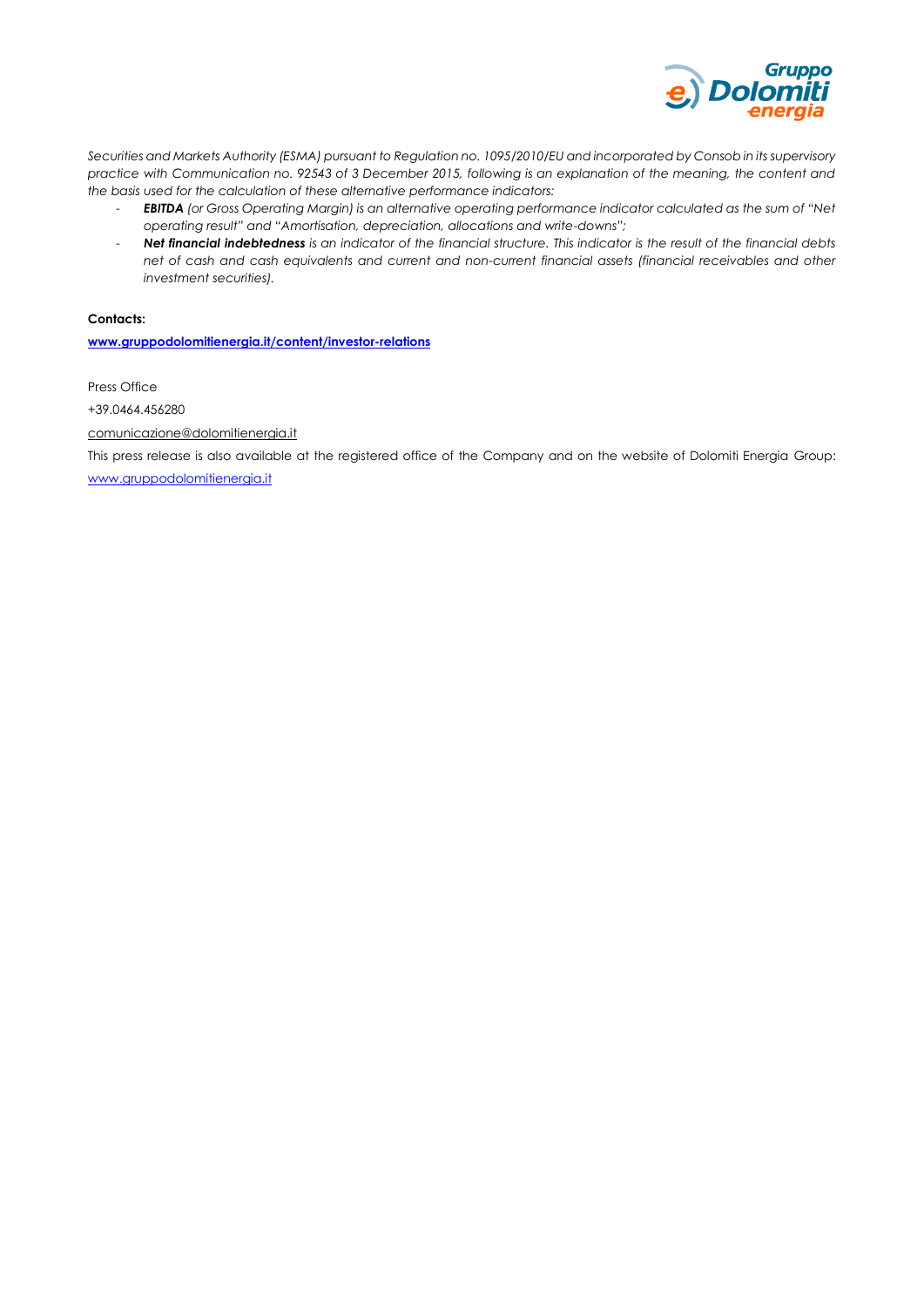*Securities and Markets Authority (ESMA) pursuant to Regulation no. 1095/2010/EU and incorporated by Consob in its supervisory practice with Communication no. 92543 of 3 December 2015, following is an explanation of the meaning, the content and the basis used for the calculation of these alternative performance indicators:*

- ***EBITDA*** *(or Gross Operating Margin) is an alternative operating performance indicator calculated as the sum of "Net operating result" and "Amortisation, depreciation, allocations and write-downs";*
- ***Net financial indebtedness*** *is an indicator of the financial structure. This indicator is the result of the financial debts net of cash and cash equivalents and current and non-current financial assets (financial receivables and other investment securities).*

**Contacts:**

**www.gruppodolomitienergia.it/content/investor-relations**

Press Office

+39.0464.456280

comunicazione@dolomitienergia.it

This press release is also available at the registered office of the Company and on the website of Dolomiti Energia Group: www.gruppodolomitienergia.it